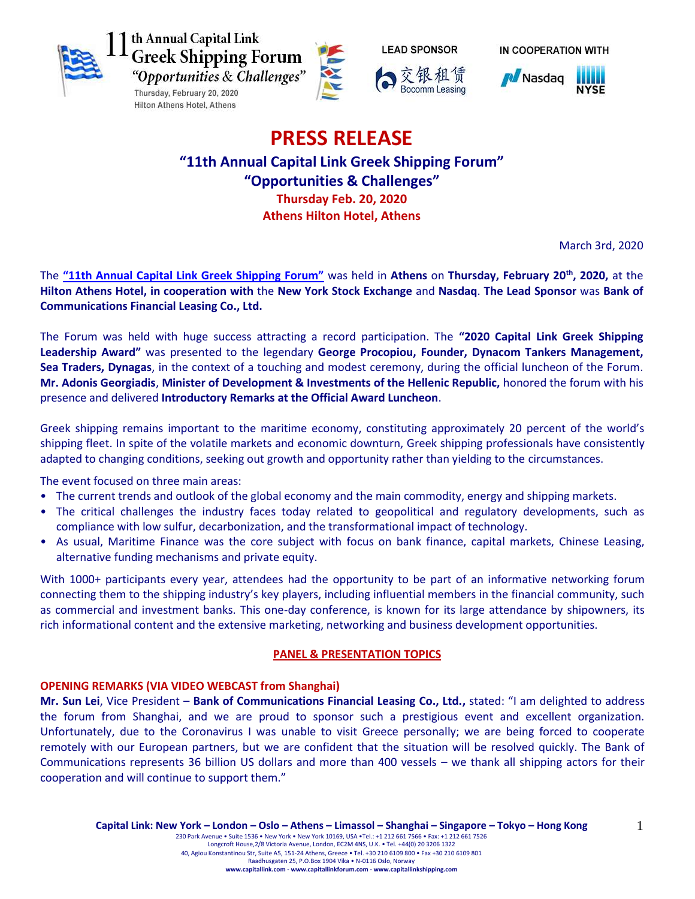11th Annual Capital Link Greek Shipping Forum
"Opportunities & Challenges"
Thursday, February 20, 2020
Hilton Athens Hotel, Athens

LEAD SPONSOR
交银租赁 Bocomm Leasing

IN COOPERATION WITH
Nasdaq NYSE

# PRESS RELEASE

## "11th Annual Capital Link Greek Shipping Forum"
## "Opportunities & Challenges"
### Thursday Feb. 20, 2020
### Athens Hilton Hotel, Athens

March 3rd, 2020

The **"11th Annual Capital Link Greek Shipping Forum"** was held in **Athens** on **Thursday, February 20th, 2020,** at the **Hilton Athens Hotel, in cooperation with** the **New York Stock Exchange** and **Nasdaq**. **The Lead Sponsor** was **Bank of Communications Financial Leasing Co., Ltd.**

The Forum was held with huge success attracting a record participation. The **"2020 Capital Link Greek Shipping Leadership Award"** was presented to the legendary **George Procopiou, Founder, Dynacom Tankers Management, Sea Traders, Dynagas**, in the context of a touching and modest ceremony, during the official luncheon of the Forum. **Mr. Adonis Georgiadis**, **Minister of Development & Investments of the Hellenic Republic,** honored the forum with his presence and delivered **Introductory Remarks at the Official Award Luncheon**.

Greek shipping remains important to the maritime economy, constituting approximately 20 percent of the world's shipping fleet. In spite of the volatile markets and economic downturn, Greek shipping professionals have consistently adapted to changing conditions, seeking out growth and opportunity rather than yielding to the circumstances.

The event focused on three main areas:

- The current trends and outlook of the global economy and the main commodity, energy and shipping markets.
- The critical challenges the industry faces today related to geopolitical and regulatory developments, such as compliance with low sulfur, decarbonization, and the transformational impact of technology.
- As usual, Maritime Finance was the core subject with focus on bank finance, capital markets, Chinese Leasing, alternative funding mechanisms and private equity.

With 1000+ participants every year, attendees had the opportunity to be part of an informative networking forum connecting them to the shipping industry's key players, including influential members in the financial community, such as commercial and investment banks. This one-day conference, is known for its large attendance by shipowners, its rich informational content and the extensive marketing, networking and business development opportunities.

## PANEL & PRESENTATION TOPICS

### OPENING REMARKS (VIA VIDEO WEBCAST from Shanghai)

**Mr. Sun Lei**, Vice President – **Bank of Communications Financial Leasing Co., Ltd.,** stated: "I am delighted to address the forum from Shanghai, and we are proud to sponsor such a prestigious event and excellent organization. Unfortunately, due to the Coronavirus I was unable to visit Greece personally; we are being forced to cooperate remotely with our European partners, but we are confident that the situation will be resolved quickly. The Bank of Communications represents 36 billion US dollars and more than 400 vessels – we thank all shipping actors for their cooperation and will continue to support them."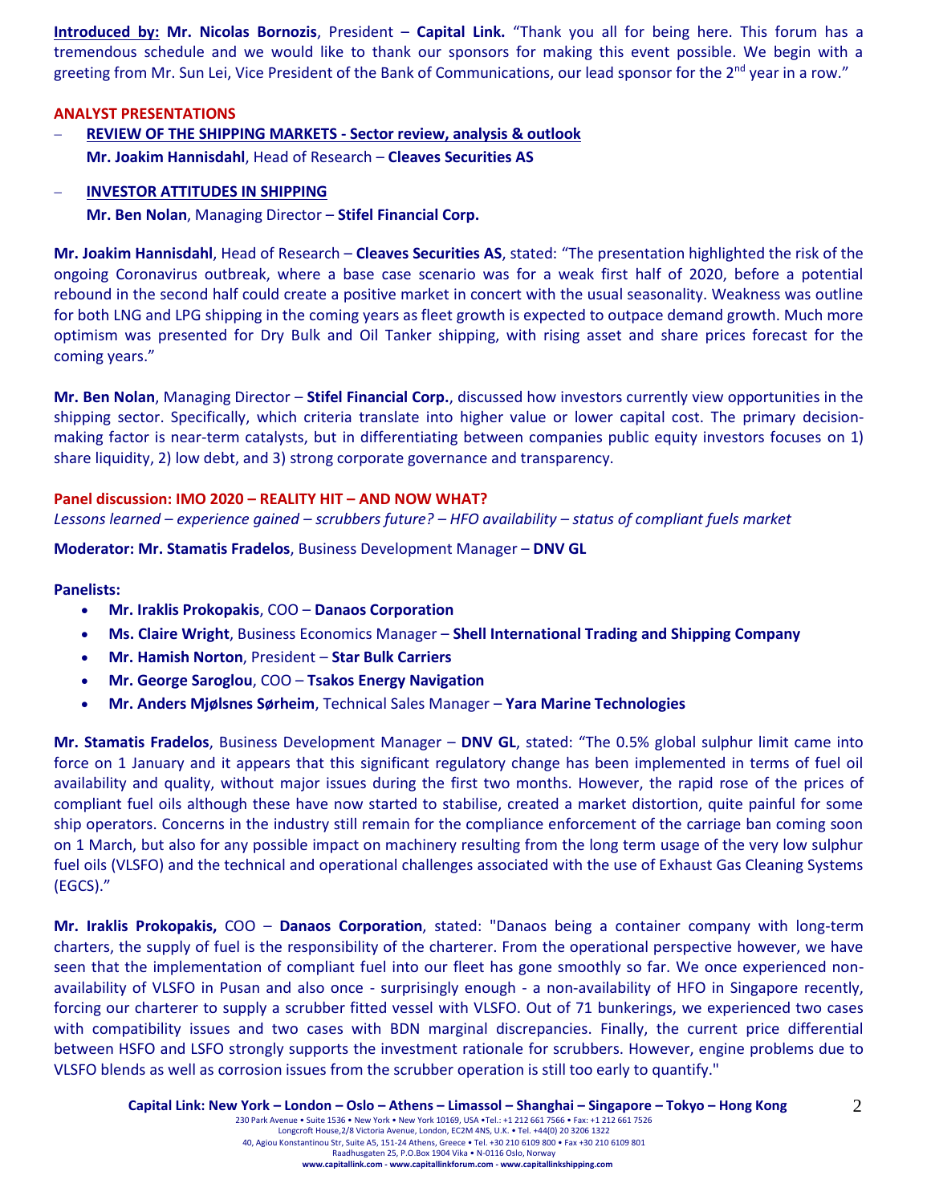**Introduced by:** **Mr. Nicolas Bornozis**, President – **Capital Link.** "Thank you all for being here. This forum has a tremendous schedule and we would like to thank our sponsors for making this event possible. We begin with a greeting from Mr. Sun Lei, Vice President of the Bank of Communications, our lead sponsor for the 2nd year in a row."

## ANALYST PRESENTATIONS

- **REVIEW OF THE SHIPPING MARKETS - Sector review, analysis & outlook**
  **Mr. Joakim Hannisdahl**, Head of Research – **Cleaves Securities AS**

- **INVESTOR ATTITUDES IN SHIPPING**
  **Mr. Ben Nolan**, Managing Director – **Stifel Financial Corp.**

**Mr. Joakim Hannisdahl**, Head of Research – **Cleaves Securities AS**, stated: "The presentation highlighted the risk of the ongoing Coronavirus outbreak, where a base case scenario was for a weak first half of 2020, before a potential rebound in the second half could create a positive market in concert with the usual seasonality. Weakness was outline for both LNG and LPG shipping in the coming years as fleet growth is expected to outpace demand growth. Much more optimism was presented for Dry Bulk and Oil Tanker shipping, with rising asset and share prices forecast for the coming years."

**Mr. Ben Nolan**, Managing Director – **Stifel Financial Corp.**, discussed how investors currently view opportunities in the shipping sector. Specifically, which criteria translate into higher value or lower capital cost. The primary decision-making factor is near-term catalysts, but in differentiating between companies public equity investors focuses on 1) share liquidity, 2) low debt, and 3) strong corporate governance and transparency.

## Panel discussion: IMO 2020 – REALITY HIT – AND NOW WHAT?

*Lessons learned – experience gained – scrubbers future? – HFO availability – status of compliant fuels market*

**Moderator: Mr. Stamatis Fradelos**, Business Development Manager – **DNV GL**

**Panelists:**

- **Mr. Iraklis Prokopakis**, COO – **Danaos Corporation**
- **Ms. Claire Wright**, Business Economics Manager – **Shell International Trading and Shipping Company**
- **Mr. Hamish Norton**, President – **Star Bulk Carriers**
- **Mr. George Saroglou**, COO – **Tsakos Energy Navigation**
- **Mr. Anders Mjølsnes Sørheim**, Technical Sales Manager – **Yara Marine Technologies**

**Mr. Stamatis Fradelos**, Business Development Manager – **DNV GL**, stated: "The 0.5% global sulphur limit came into force on 1 January and it appears that this significant regulatory change has been implemented in terms of fuel oil availability and quality, without major issues during the first two months. However, the rapid rose of the prices of compliant fuel oils although these have now started to stabilise, created a market distortion, quite painful for some ship operators. Concerns in the industry still remain for the compliance enforcement of the carriage ban coming soon on 1 March, but also for any possible impact on machinery resulting from the long term usage of the very low sulphur fuel oils (VLSFO) and the technical and operational challenges associated with the use of Exhaust Gas Cleaning Systems (EGCS)."

**Mr. Iraklis Prokopakis,** COO – **Danaos Corporation**, stated: "Danaos being a container company with long-term charters, the supply of fuel is the responsibility of the charterer. From the operational perspective however, we have seen that the implementation of compliant fuel into our fleet has gone smoothly so far. We once experienced non-availability of VLSFO in Pusan and also once - surprisingly enough - a non-availability of HFO in Singapore recently, forcing our charterer to supply a scrubber fitted vessel with VLSFO. Out of 71 bunkerings, we experienced two cases with compatibility issues and two cases with BDN marginal discrepancies. Finally, the current price differential between HSFO and LSFO strongly supports the investment rationale for scrubbers. However, engine problems due to VLSFO blends as well as corrosion issues from the scrubber operation is still too early to quantify."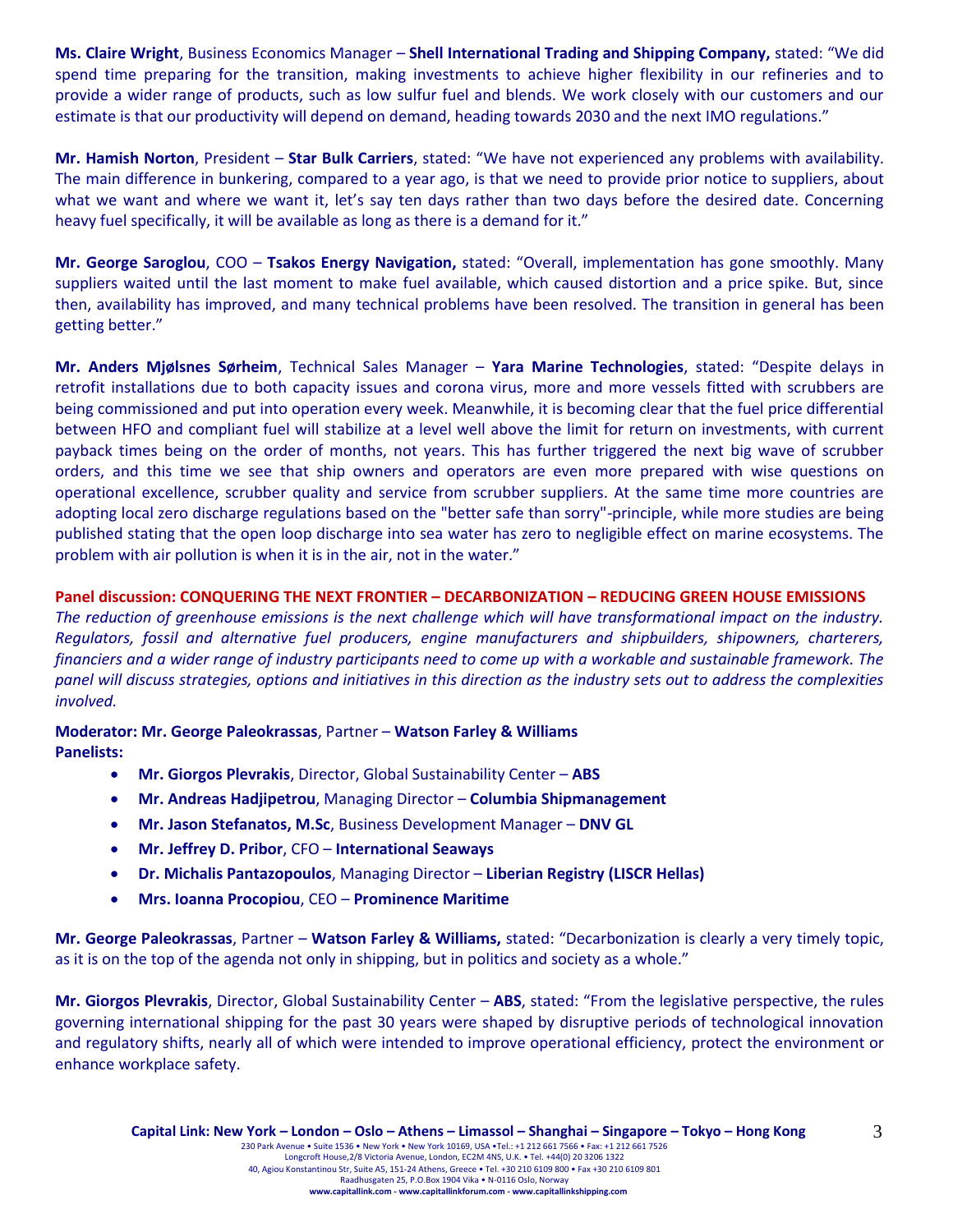**Ms. Claire Wright**, Business Economics Manager – **Shell International Trading and Shipping Company,** stated: "We did spend time preparing for the transition, making investments to achieve higher flexibility in our refineries and to provide a wider range of products, such as low sulfur fuel and blends. We work closely with our customers and our estimate is that our productivity will depend on demand, heading towards 2030 and the next IMO regulations."

**Mr. Hamish Norton**, President – **Star Bulk Carriers**, stated: "We have not experienced any problems with availability. The main difference in bunkering, compared to a year ago, is that we need to provide prior notice to suppliers, about what we want and where we want it, let's say ten days rather than two days before the desired date. Concerning heavy fuel specifically, it will be available as long as there is a demand for it."

**Mr. George Saroglou**, COO – **Tsakos Energy Navigation,** stated: "Overall, implementation has gone smoothly. Many suppliers waited until the last moment to make fuel available, which caused distortion and a price spike. But, since then, availability has improved, and many technical problems have been resolved. The transition in general has been getting better."

**Mr. Anders Mjølsnes Sørheim**, Technical Sales Manager – **Yara Marine Technologies**, stated: "Despite delays in retrofit installations due to both capacity issues and corona virus, more and more vessels fitted with scrubbers are being commissioned and put into operation every week. Meanwhile, it is becoming clear that the fuel price differential between HFO and compliant fuel will stabilize at a level well above the limit for return on investments, with current payback times being on the order of months, not years. This has further triggered the next big wave of scrubber orders, and this time we see that ship owners and operators are even more prepared with wise questions on operational excellence, scrubber quality and service from scrubber suppliers. At the same time more countries are adopting local zero discharge regulations based on the "better safe than sorry"-principle, while more studies are being published stating that the open loop discharge into sea water has zero to negligible effect on marine ecosystems. The problem with air pollution is when it is in the air, not in the water."

**Panel discussion: CONQUERING THE NEXT FRONTIER – DECARBONIZATION – REDUCING GREEN HOUSE EMISSIONS**

*The reduction of greenhouse emissions is the next challenge which will have transformational impact on the industry. Regulators, fossil and alternative fuel producers, engine manufacturers and shipbuilders, shipowners, charterers, financiers and a wider range of industry participants need to come up with a workable and sustainable framework. The panel will discuss strategies, options and initiatives in this direction as the industry sets out to address the complexities involved.*

**Moderator: Mr. George Paleokrassas**, Partner – **Watson Farley & Williams**
**Panelists:**

- **Mr. Giorgos Plevrakis**, Director, Global Sustainability Center – **ABS**
- **Mr. Andreas Hadjipetrou**, Managing Director – **Columbia Shipmanagement**
- **Mr. Jason Stefanatos, M.Sc**, Business Development Manager – **DNV GL**
- **Mr. Jeffrey D. Pribor**, CFO – **International Seaways**
- **Dr. Michalis Pantazopoulos**, Managing Director – **Liberian Registry (LISCR Hellas)**
- **Mrs. Ioanna Procopiou**, CEO – **Prominence Maritime**

**Mr. George Paleokrassas**, Partner – **Watson Farley & Williams,** stated: "Decarbonization is clearly a very timely topic, as it is on the top of the agenda not only in shipping, but in politics and society as a whole."

**Mr. Giorgos Plevrakis**, Director, Global Sustainability Center – **ABS**, stated: "From the legislative perspective, the rules governing international shipping for the past 30 years were shaped by disruptive periods of technological innovation and regulatory shifts, nearly all of which were intended to improve operational efficiency, protect the environment or enhance workplace safety.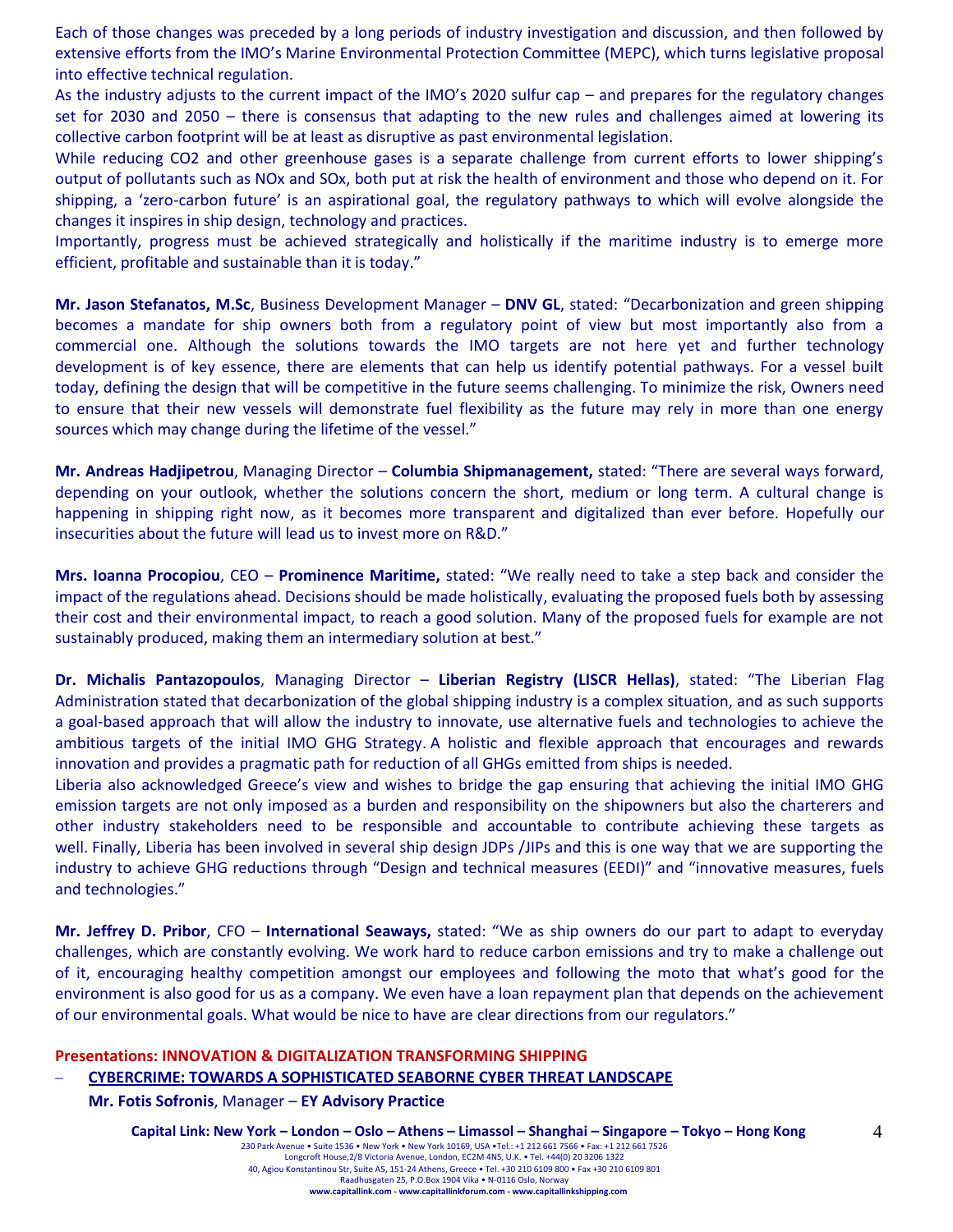Each of those changes was preceded by a long periods of industry investigation and discussion, and then followed by extensive efforts from the IMO's Marine Environmental Protection Committee (MEPC), which turns legislative proposal into effective technical regulation.

As the industry adjusts to the current impact of the IMO's 2020 sulfur cap – and prepares for the regulatory changes set for 2030 and 2050 – there is consensus that adapting to the new rules and challenges aimed at lowering its collective carbon footprint will be at least as disruptive as past environmental legislation.

While reducing CO2 and other greenhouse gases is a separate challenge from current efforts to lower shipping's output of pollutants such as NOx and SOx, both put at risk the health of environment and those who depend on it. For shipping, a 'zero-carbon future' is an aspirational goal, the regulatory pathways to which will evolve alongside the changes it inspires in ship design, technology and practices.

Importantly, progress must be achieved strategically and holistically if the maritime industry is to emerge more efficient, profitable and sustainable than it is today."

**Mr. Jason Stefanatos, M.Sc**, Business Development Manager – **DNV GL**, stated: "Decarbonization and green shipping becomes a mandate for ship owners both from a regulatory point of view but most importantly also from a commercial one. Although the solutions towards the IMO targets are not here yet and further technology development is of key essence, there are elements that can help us identify potential pathways. For a vessel built today, defining the design that will be competitive in the future seems challenging. To minimize the risk, Owners need to ensure that their new vessels will demonstrate fuel flexibility as the future may rely in more than one energy sources which may change during the lifetime of the vessel."

**Mr. Andreas Hadjipetrou**, Managing Director – **Columbia Shipmanagement,** stated: "There are several ways forward, depending on your outlook, whether the solutions concern the short, medium or long term. A cultural change is happening in shipping right now, as it becomes more transparent and digitalized than ever before. Hopefully our insecurities about the future will lead us to invest more on R&D."

**Mrs. Ioanna Procopiou**, CEO – **Prominence Maritime,** stated: "We really need to take a step back and consider the impact of the regulations ahead. Decisions should be made holistically, evaluating the proposed fuels both by assessing their cost and their environmental impact, to reach a good solution. Many of the proposed fuels for example are not sustainably produced, making them an intermediary solution at best."

**Dr. Michalis Pantazopoulos**, Managing Director – **Liberian Registry (LISCR Hellas)**, stated: "The Liberian Flag Administration stated that decarbonization of the global shipping industry is a complex situation, and as such supports a goal-based approach that will allow the industry to innovate, use alternative fuels and technologies to achieve the ambitious targets of the initial IMO GHG Strategy. A holistic and flexible approach that encourages and rewards innovation and provides a pragmatic path for reduction of all GHGs emitted from ships is needed.

Liberia also acknowledged Greece's view and wishes to bridge the gap ensuring that achieving the initial IMO GHG emission targets are not only imposed as a burden and responsibility on the shipowners but also the charterers and other industry stakeholders need to be responsible and accountable to contribute achieving these targets as well. Finally, Liberia has been involved in several ship design JDPs /JIPs and this is one way that we are supporting the industry to achieve GHG reductions through "Design and technical measures (EEDI)" and "innovative measures, fuels and technologies."

**Mr. Jeffrey D. Pribor**, CFO – **International Seaways,** stated: "We as ship owners do our part to adapt to everyday challenges, which are constantly evolving. We work hard to reduce carbon emissions and try to make a challenge out of it, encouraging healthy competition amongst our employees and following the moto that what's good for the environment is also good for us as a company. We even have a loan repayment plan that depends on the achievement of our environmental goals. What would be nice to have are clear directions from our regulators."

**Presentations: INNOVATION & DIGITALIZATION TRANSFORMING SHIPPING**

- **CYBERCRIME: TOWARDS A SOPHISTICATED SEABORNE CYBER THREAT LANDSCAPE**

  **Mr. Fotis Sofronis**, Manager – **EY Advisory Practice**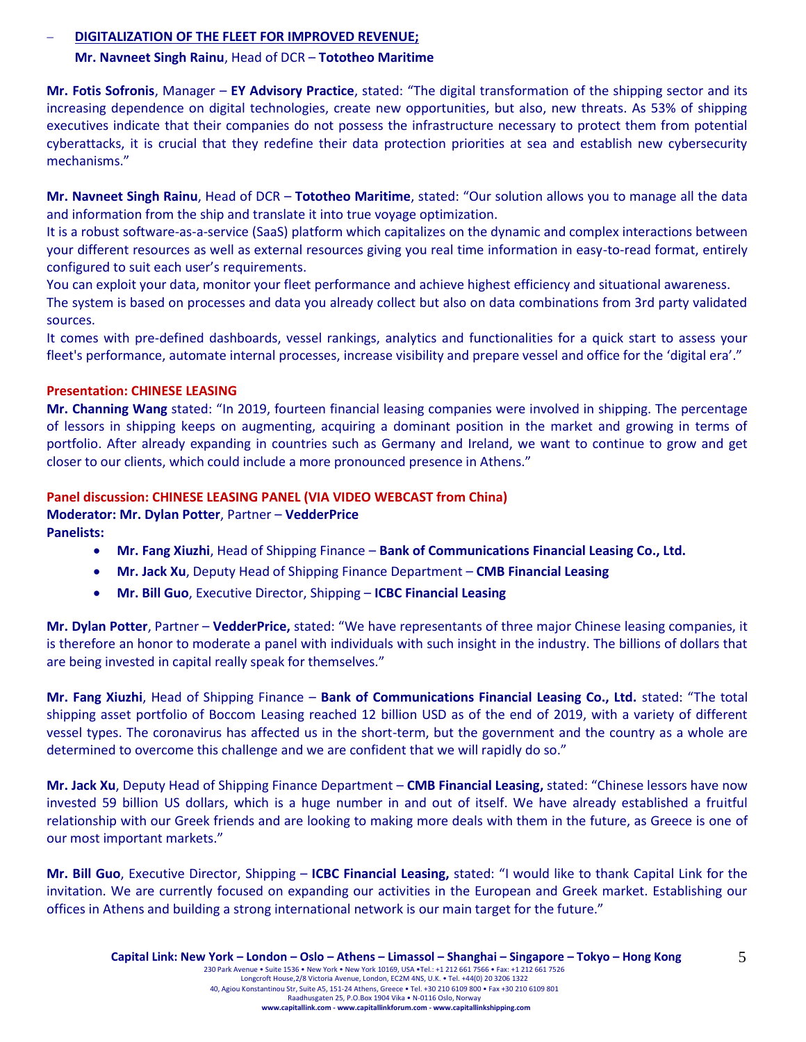- **DIGITALIZATION OF THE FLEET FOR IMPROVED REVENUE;**
  **Mr. Navneet Singh Rainu**, Head of DCR – **Tototheo Maritime**

**Mr. Fotis Sofronis**, Manager – **EY Advisory Practice**, stated: "The digital transformation of the shipping sector and its increasing dependence on digital technologies, create new opportunities, but also, new threats. As 53% of shipping executives indicate that their companies do not possess the infrastructure necessary to protect them from potential cyberattacks, it is crucial that they redefine their data protection priorities at sea and establish new cybersecurity mechanisms."

**Mr. Navneet Singh Rainu**, Head of DCR – **Tototheo Maritime**, stated: "Our solution allows you to manage all the data and information from the ship and translate it into true voyage optimization.
It is a robust software-as-a-service (SaaS) platform which capitalizes on the dynamic and complex interactions between your different resources as well as external resources giving you real time information in easy-to-read format, entirely configured to suit each user's requirements.
You can exploit your data, monitor your fleet performance and achieve highest efficiency and situational awareness.
The system is based on processes and data you already collect but also on data combinations from 3rd party validated sources.
It comes with pre-defined dashboards, vessel rankings, analytics and functionalities for a quick start to assess your fleet's performance, automate internal processes, increase visibility and prepare vessel and office for the 'digital era'."

**Presentation: CHINESE LEASING**
**Mr. Channing Wang** stated: "In 2019, fourteen financial leasing companies were involved in shipping. The percentage of lessors in shipping keeps on augmenting, acquiring a dominant position in the market and growing in terms of portfolio. After already expanding in countries such as Germany and Ireland, we want to continue to grow and get closer to our clients, which could include a more pronounced presence in Athens."

**Panel discussion: CHINESE LEASING PANEL (VIA VIDEO WEBCAST from China)**
**Moderator: Mr. Dylan Potter**, Partner – **VedderPrice**
**Panelists:**

- **Mr. Fang Xiuzhi**, Head of Shipping Finance – **Bank of Communications Financial Leasing Co., Ltd.**
- **Mr. Jack Xu**, Deputy Head of Shipping Finance Department – **CMB Financial Leasing**
- **Mr. Bill Guo**, Executive Director, Shipping – **ICBC Financial Leasing**

**Mr. Dylan Potter**, Partner – **VedderPrice,** stated: "We have representants of three major Chinese leasing companies, it is therefore an honor to moderate a panel with individuals with such insight in the industry. The billions of dollars that are being invested in capital really speak for themselves."

**Mr. Fang Xiuzhi**, Head of Shipping Finance – **Bank of Communications Financial Leasing Co., Ltd.** stated: "The total shipping asset portfolio of Boccom Leasing reached 12 billion USD as of the end of 2019, with a variety of different vessel types. The coronavirus has affected us in the short-term, but the government and the country as a whole are determined to overcome this challenge and we are confident that we will rapidly do so."

**Mr. Jack Xu**, Deputy Head of Shipping Finance Department – **CMB Financial Leasing,** stated: "Chinese lessors have now invested 59 billion US dollars, which is a huge number in and out of itself. We have already established a fruitful relationship with our Greek friends and are looking to making more deals with them in the future, as Greece is one of our most important markets."

**Mr. Bill Guo**, Executive Director, Shipping – **ICBC Financial Leasing,** stated: "I would like to thank Capital Link for the invitation. We are currently focused on expanding our activities in the European and Greek market. Establishing our offices in Athens and building a strong international network is our main target for the future."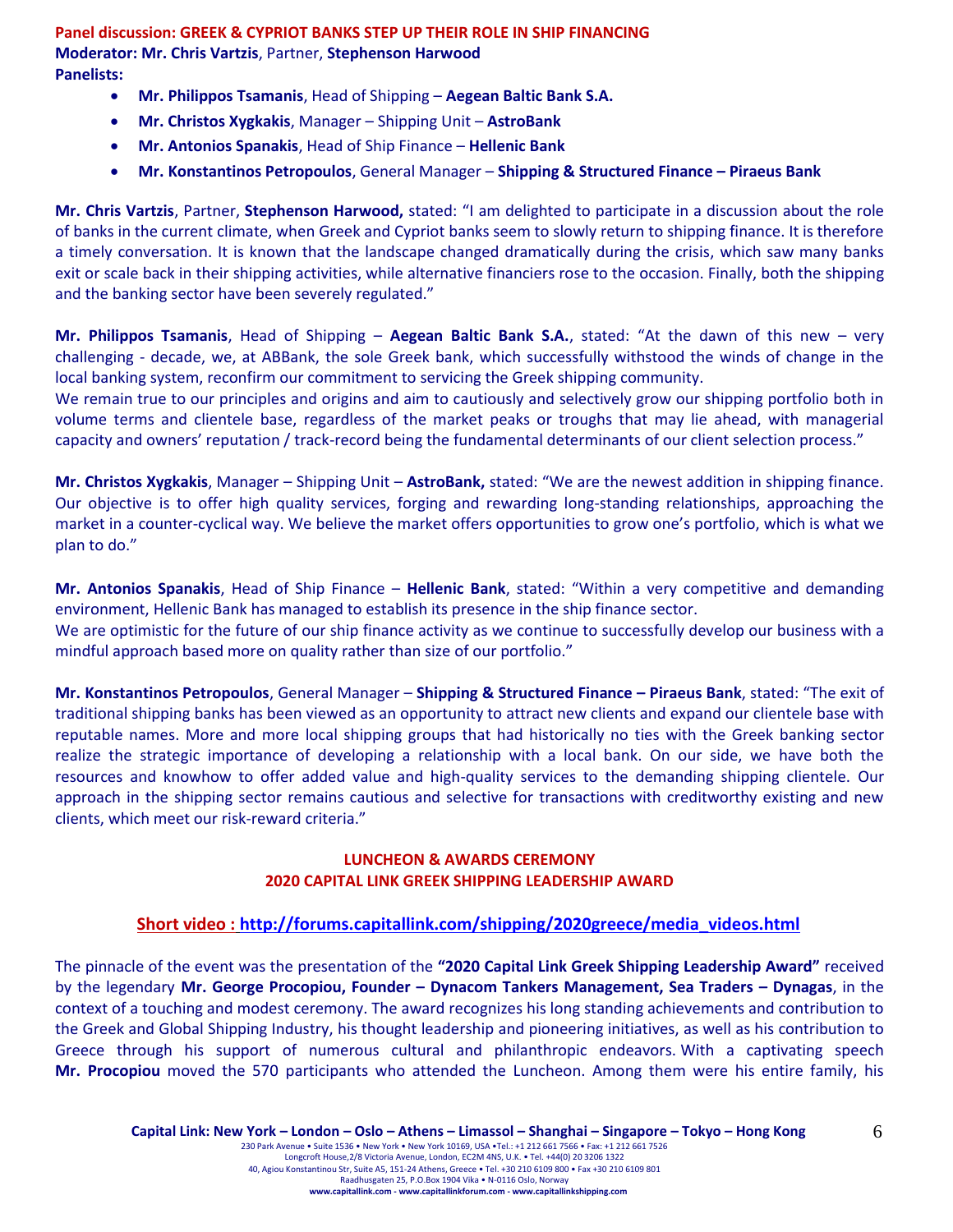**Panel discussion: GREEK & CYPRIOT BANKS STEP UP THEIR ROLE IN SHIP FINANCING**
**Moderator: Mr. Chris Vartzis**, Partner, **Stephenson Harwood**
**Panelists:**

- **Mr. Philippos Tsamanis**, Head of Shipping – **Aegean Baltic Bank S.A.**
- **Mr. Christos Xygkakis**, Manager – Shipping Unit – **AstroBank**
- **Mr. Antonios Spanakis**, Head of Ship Finance – **Hellenic Bank**
- **Mr. Konstantinos Petropoulos**, General Manager – **Shipping & Structured Finance – Piraeus Bank**

**Mr. Chris Vartzis**, Partner, **Stephenson Harwood,** stated: "I am delighted to participate in a discussion about the role of banks in the current climate, when Greek and Cypriot banks seem to slowly return to shipping finance. It is therefore a timely conversation. It is known that the landscape changed dramatically during the crisis, which saw many banks exit or scale back in their shipping activities, while alternative financiers rose to the occasion. Finally, both the shipping and the banking sector have been severely regulated."

**Mr. Philippos Tsamanis**, Head of Shipping – **Aegean Baltic Bank S.A.**, stated: "At the dawn of this new – very challenging - decade, we, at ABBank, the sole Greek bank, which successfully withstood the winds of change in the local banking system, reconfirm our commitment to servicing the Greek shipping community.
We remain true to our principles and origins and aim to cautiously and selectively grow our shipping portfolio both in volume terms and clientele base, regardless of the market peaks or troughs that may lie ahead, with managerial capacity and owners' reputation / track-record being the fundamental determinants of our client selection process."

**Mr. Christos Xygkakis**, Manager – Shipping Unit – **AstroBank,** stated: "We are the newest addition in shipping finance. Our objective is to offer high quality services, forging and rewarding long-standing relationships, approaching the market in a counter-cyclical way. We believe the market offers opportunities to grow one's portfolio, which is what we plan to do."

**Mr. Antonios Spanakis**, Head of Ship Finance – **Hellenic Bank**, stated: "Within a very competitive and demanding environment, Hellenic Bank has managed to establish its presence in the ship finance sector.
We are optimistic for the future of our ship finance activity as we continue to successfully develop our business with a mindful approach based more on quality rather than size of our portfolio."

**Mr. Konstantinos Petropoulos**, General Manager – **Shipping & Structured Finance – Piraeus Bank**, stated: "The exit of traditional shipping banks has been viewed as an opportunity to attract new clients and expand our clientele base with reputable names. More and more local shipping groups that had historically no ties with the Greek banking sector realize the strategic importance of developing a relationship with a local bank. On our side, we have both the resources and knowhow to offer added value and high-quality services to the demanding shipping clientele. Our approach in the shipping sector remains cautious and selective for transactions with creditworthy existing and new clients, which meet our risk-reward criteria."

**LUNCHEON & AWARDS CEREMONY**
**2020 CAPITAL LINK GREEK SHIPPING LEADERSHIP AWARD**

**Short video : http://forums.capitallink.com/shipping/2020greece/media_videos.html**

The pinnacle of the event was the presentation of the **"2020 Capital Link Greek Shipping Leadership Award"** received by the legendary **Mr. George Procopiou, Founder – Dynacom Tankers Management, Sea Traders – Dynagas**, in the context of a touching and modest ceremony. The award recognizes his long standing achievements and contribution to the Greek and Global Shipping Industry, his thought leadership and pioneering initiatives, as well as his contribution to Greece through his support of numerous cultural and philanthropic endeavors. With a captivating speech **Mr. Procopiou** moved the 570 participants who attended the Luncheon. Among them were his entire family, his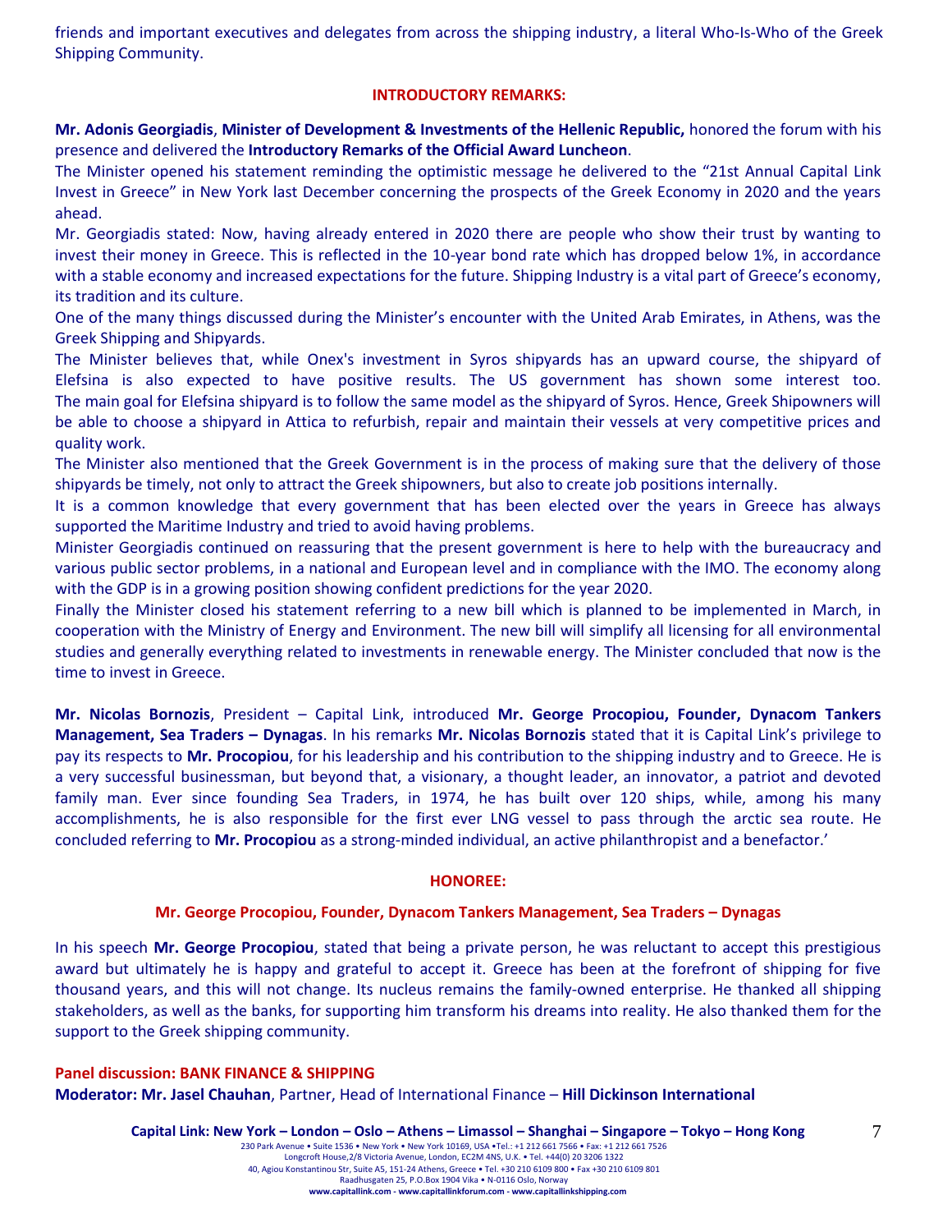friends and important executives and delegates from across the shipping industry, a literal Who-Is-Who of the Greek Shipping Community.

## INTRODUCTORY REMARKS:

**Mr. Adonis Georgiadis**, **Minister of Development & Investments of the Hellenic Republic,** honored the forum with his presence and delivered the **Introductory Remarks of the Official Award Luncheon**.

The Minister opened his statement reminding the optimistic message he delivered to the "21st Annual Capital Link Invest in Greece" in New York last December concerning the prospects of the Greek Economy in 2020 and the years ahead.

Mr. Georgiadis stated: Now, having already entered in 2020 there are people who show their trust by wanting to invest their money in Greece. This is reflected in the 10-year bond rate which has dropped below 1%, in accordance with a stable economy and increased expectations for the future. Shipping Industry is a vital part of Greece's economy, its tradition and its culture.

One of the many things discussed during the Minister's encounter with the United Arab Emirates, in Athens, was the Greek Shipping and Shipyards.

The Minister believes that, while Onex's investment in Syros shipyards has an upward course, the shipyard of Elefsina is also expected to have positive results. The US government has shown some interest too. The main goal for Elefsina shipyard is to follow the same model as the shipyard of Syros. Hence, Greek Shipowners will be able to choose a shipyard in Attica to refurbish, repair and maintain their vessels at very competitive prices and quality work.

The Minister also mentioned that the Greek Government is in the process of making sure that the delivery of those shipyards be timely, not only to attract the Greek shipowners, but also to create job positions internally.

It is a common knowledge that every government that has been elected over the years in Greece has always supported the Maritime Industry and tried to avoid having problems.

Minister Georgiadis continued on reassuring that the present government is here to help with the bureaucracy and various public sector problems, in a national and European level and in compliance with the IMO. The economy along with the GDP is in a growing position showing confident predictions for the year 2020.

Finally the Minister closed his statement referring to a new bill which is planned to be implemented in March, in cooperation with the Ministry of Energy and Environment. The new bill will simplify all licensing for all environmental studies and generally everything related to investments in renewable energy. The Minister concluded that now is the time to invest in Greece.

**Mr. Nicolas Bornozis**, President – Capital Link, introduced **Mr. George Procopiou, Founder, Dynacom Tankers Management, Sea Traders – Dynagas**. In his remarks **Mr. Nicolas Bornozis** stated that it is Capital Link's privilege to pay its respects to **Mr. Procopiou**, for his leadership and his contribution to the shipping industry and to Greece. He is a very successful businessman, but beyond that, a visionary, a thought leader, an innovator, a patriot and devoted family man. Ever since founding Sea Traders, in 1974, he has built over 120 ships, while, among his many accomplishments, he is also responsible for the first ever LNG vessel to pass through the arctic sea route. He concluded referring to **Mr. Procopiou** as a strong-minded individual, an active philanthropist and a benefactor.'

## HONOREE:

### Mr. George Procopiou, Founder, Dynacom Tankers Management, Sea Traders – Dynagas

In his speech **Mr. George Procopiou**, stated that being a private person, he was reluctant to accept this prestigious award but ultimately he is happy and grateful to accept it. Greece has been at the forefront of shipping for five thousand years, and this will not change. Its nucleus remains the family-owned enterprise. He thanked all shipping stakeholders, as well as the banks, for supporting him transform his dreams into reality. He also thanked them for the support to the Greek shipping community.

**Panel discussion: BANK FINANCE & SHIPPING**

**Moderator: Mr. Jasel Chauhan**, Partner, Head of International Finance – **Hill Dickinson International**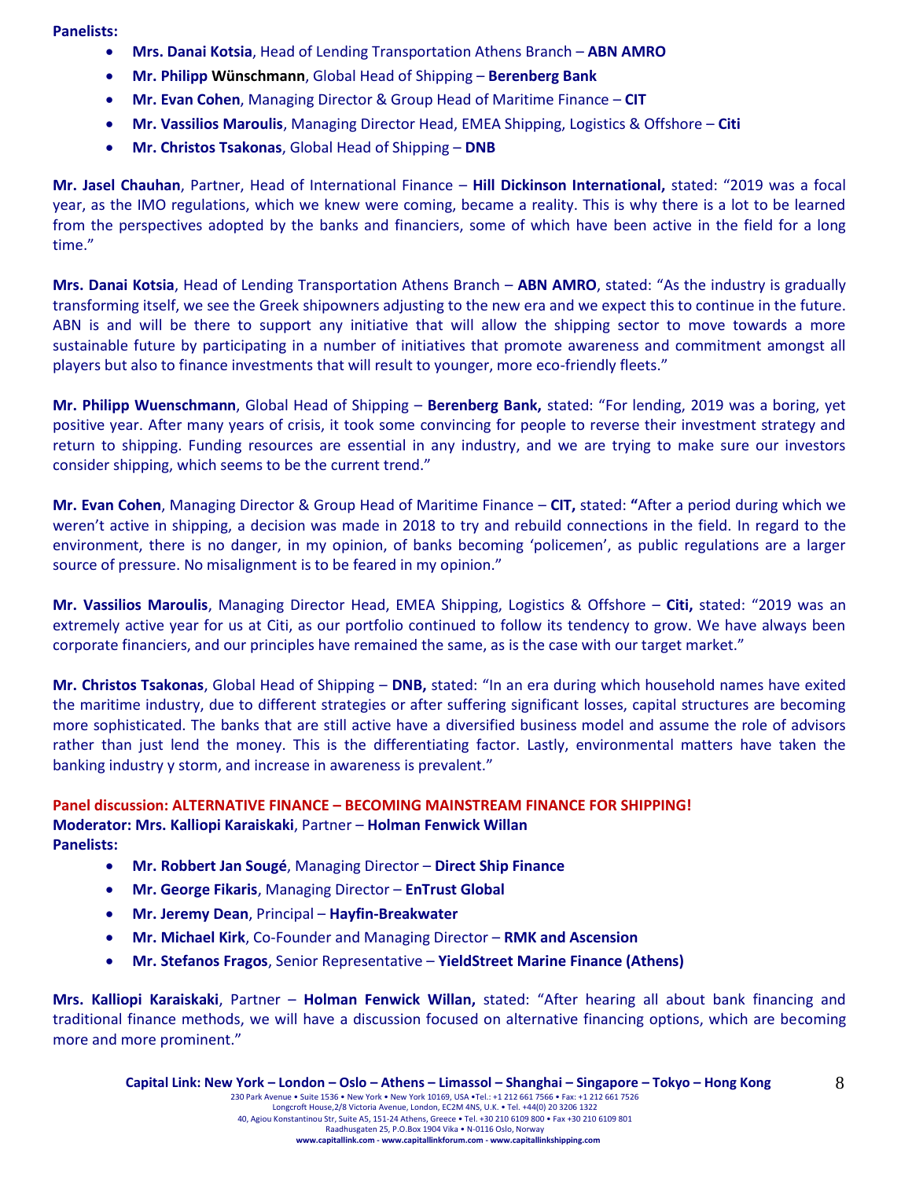**Panelists:**

- **Mrs. Danai Kotsia**, Head of Lending Transportation Athens Branch – **ABN AMRO**
- **Mr. Philipp Wünschmann**, Global Head of Shipping – **Berenberg Bank**
- **Mr. Evan Cohen**, Managing Director & Group Head of Maritime Finance – **CIT**
- **Mr. Vassilios Maroulis**, Managing Director Head, EMEA Shipping, Logistics & Offshore – **Citi**
- **Mr. Christos Tsakonas**, Global Head of Shipping – **DNB**

**Mr. Jasel Chauhan**, Partner, Head of International Finance – **Hill Dickinson International,** stated: "2019 was a focal year, as the IMO regulations, which we knew were coming, became a reality. This is why there is a lot to be learned from the perspectives adopted by the banks and financiers, some of which have been active in the field for a long time."

**Mrs. Danai Kotsia**, Head of Lending Transportation Athens Branch – **ABN AMRO**, stated: "As the industry is gradually transforming itself, we see the Greek shipowners adjusting to the new era and we expect this to continue in the future. ABN is and will be there to support any initiative that will allow the shipping sector to move towards a more sustainable future by participating in a number of initiatives that promote awareness and commitment amongst all players but also to finance investments that will result to younger, more eco-friendly fleets."

**Mr. Philipp Wuenschmann**, Global Head of Shipping – **Berenberg Bank,** stated: "For lending, 2019 was a boring, yet positive year. After many years of crisis, it took some convincing for people to reverse their investment strategy and return to shipping. Funding resources are essential in any industry, and we are trying to make sure our investors consider shipping, which seems to be the current trend."

**Mr. Evan Cohen**, Managing Director & Group Head of Maritime Finance – **CIT,** stated: **"**After a period during which we weren't active in shipping, a decision was made in 2018 to try and rebuild connections in the field. In regard to the environment, there is no danger, in my opinion, of banks becoming 'policemen', as public regulations are a larger source of pressure. No misalignment is to be feared in my opinion."

**Mr. Vassilios Maroulis**, Managing Director Head, EMEA Shipping, Logistics & Offshore – **Citi,** stated: "2019 was an extremely active year for us at Citi, as our portfolio continued to follow its tendency to grow. We have always been corporate financiers, and our principles have remained the same, as is the case with our target market."

**Mr. Christos Tsakonas**, Global Head of Shipping – **DNB,** stated: "In an era during which household names have exited the maritime industry, due to different strategies or after suffering significant losses, capital structures are becoming more sophisticated. The banks that are still active have a diversified business model and assume the role of advisors rather than just lend the money. This is the differentiating factor. Lastly, environmental matters have taken the banking industry y storm, and increase in awareness is prevalent."

**Panel discussion: ALTERNATIVE FINANCE – BECOMING MAINSTREAM FINANCE FOR SHIPPING!**
**Moderator: Mrs. Kalliopi Karaiskaki**, Partner – **Holman Fenwick Willan**
**Panelists:**

- **Mr. Robbert Jan Sougé**, Managing Director – **Direct Ship Finance**
- **Mr. George Fikaris**, Managing Director – **EnTrust Global**
- **Mr. Jeremy Dean**, Principal – **Hayfin-Breakwater**
- **Mr. Michael Kirk**, Co-Founder and Managing Director – **RMK and Ascension**
- **Mr. Stefanos Fragos**, Senior Representative – **YieldStreet Marine Finance (Athens)**

**Mrs. Kalliopi Karaiskaki**, Partner – **Holman Fenwick Willan,** stated: "After hearing all about bank financing and traditional finance methods, we will have a discussion focused on alternative financing options, which are becoming more and more prominent."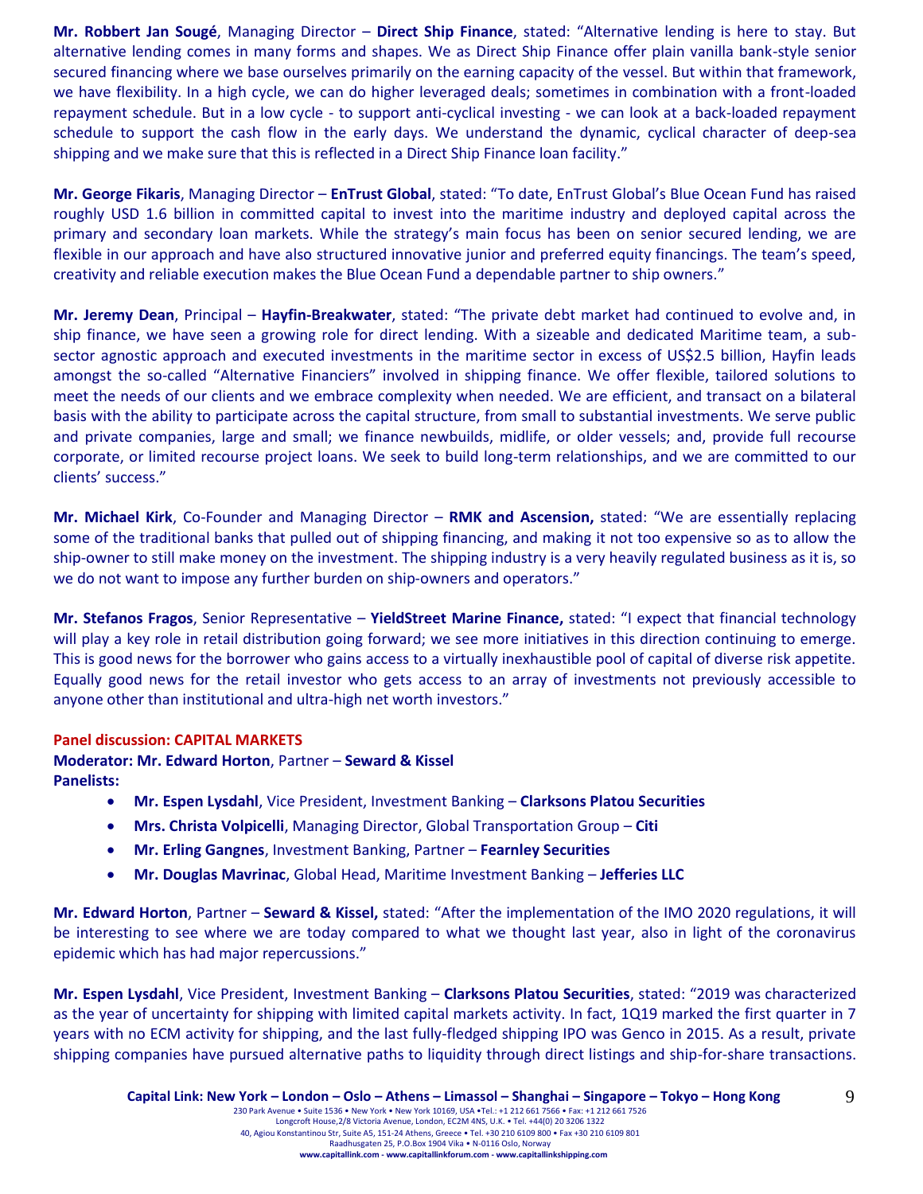**Mr. Robbert Jan Sougé**, Managing Director – **Direct Ship Finance**, stated: "Alternative lending is here to stay. But alternative lending comes in many forms and shapes. We as Direct Ship Finance offer plain vanilla bank-style senior secured financing where we base ourselves primarily on the earning capacity of the vessel. But within that framework, we have flexibility. In a high cycle, we can do higher leveraged deals; sometimes in combination with a front-loaded repayment schedule. But in a low cycle - to support anti-cyclical investing - we can look at a back-loaded repayment schedule to support the cash flow in the early days. We understand the dynamic, cyclical character of deep-sea shipping and we make sure that this is reflected in a Direct Ship Finance loan facility."

**Mr. George Fikaris**, Managing Director – **EnTrust Global**, stated: "To date, EnTrust Global's Blue Ocean Fund has raised roughly USD 1.6 billion in committed capital to invest into the maritime industry and deployed capital across the primary and secondary loan markets. While the strategy's main focus has been on senior secured lending, we are flexible in our approach and have also structured innovative junior and preferred equity financings. The team's speed, creativity and reliable execution makes the Blue Ocean Fund a dependable partner to ship owners."

**Mr. Jeremy Dean**, Principal – **Hayfin-Breakwater**, stated: "The private debt market had continued to evolve and, in ship finance, we have seen a growing role for direct lending. With a sizeable and dedicated Maritime team, a sub-sector agnostic approach and executed investments in the maritime sector in excess of US$2.5 billion, Hayfin leads amongst the so-called "Alternative Financiers" involved in shipping finance. We offer flexible, tailored solutions to meet the needs of our clients and we embrace complexity when needed. We are efficient, and transact on a bilateral basis with the ability to participate across the capital structure, from small to substantial investments. We serve public and private companies, large and small; we finance newbuilds, midlife, or older vessels; and, provide full recourse corporate, or limited recourse project loans. We seek to build long-term relationships, and we are committed to our clients' success."

**Mr. Michael Kirk**, Co-Founder and Managing Director – **RMK and Ascension,** stated: "We are essentially replacing some of the traditional banks that pulled out of shipping financing, and making it not too expensive so as to allow the ship-owner to still make money on the investment. The shipping industry is a very heavily regulated business as it is, so we do not want to impose any further burden on ship-owners and operators."

**Mr. Stefanos Fragos**, Senior Representative – **YieldStreet Marine Finance,** stated: "I expect that financial technology will play a key role in retail distribution going forward; we see more initiatives in this direction continuing to emerge. This is good news for the borrower who gains access to a virtually inexhaustible pool of capital of diverse risk appetite. Equally good news for the retail investor who gets access to an array of investments not previously accessible to anyone other than institutional and ultra-high net worth investors."

**Panel discussion: CAPITAL MARKETS**
**Moderator: Mr. Edward Horton**, Partner – **Seward & Kissel**
**Panelists:**

- **Mr. Espen Lysdahl**, Vice President, Investment Banking – **Clarksons Platou Securities**
- **Mrs. Christa Volpicelli**, Managing Director, Global Transportation Group – **Citi**
- **Mr. Erling Gangnes**, Investment Banking, Partner – **Fearnley Securities**
- **Mr. Douglas Mavrinac**, Global Head, Maritime Investment Banking – **Jefferies LLC**

**Mr. Edward Horton**, Partner – **Seward & Kissel,** stated: "After the implementation of the IMO 2020 regulations, it will be interesting to see where we are today compared to what we thought last year, also in light of the coronavirus epidemic which has had major repercussions."

**Mr. Espen Lysdahl**, Vice President, Investment Banking – **Clarksons Platou Securities**, stated: "2019 was characterized as the year of uncertainty for shipping with limited capital markets activity. In fact, 1Q19 marked the first quarter in 7 years with no ECM activity for shipping, and the last fully-fledged shipping IPO was Genco in 2015. As a result, private shipping companies have pursued alternative paths to liquidity through direct listings and ship-for-share transactions.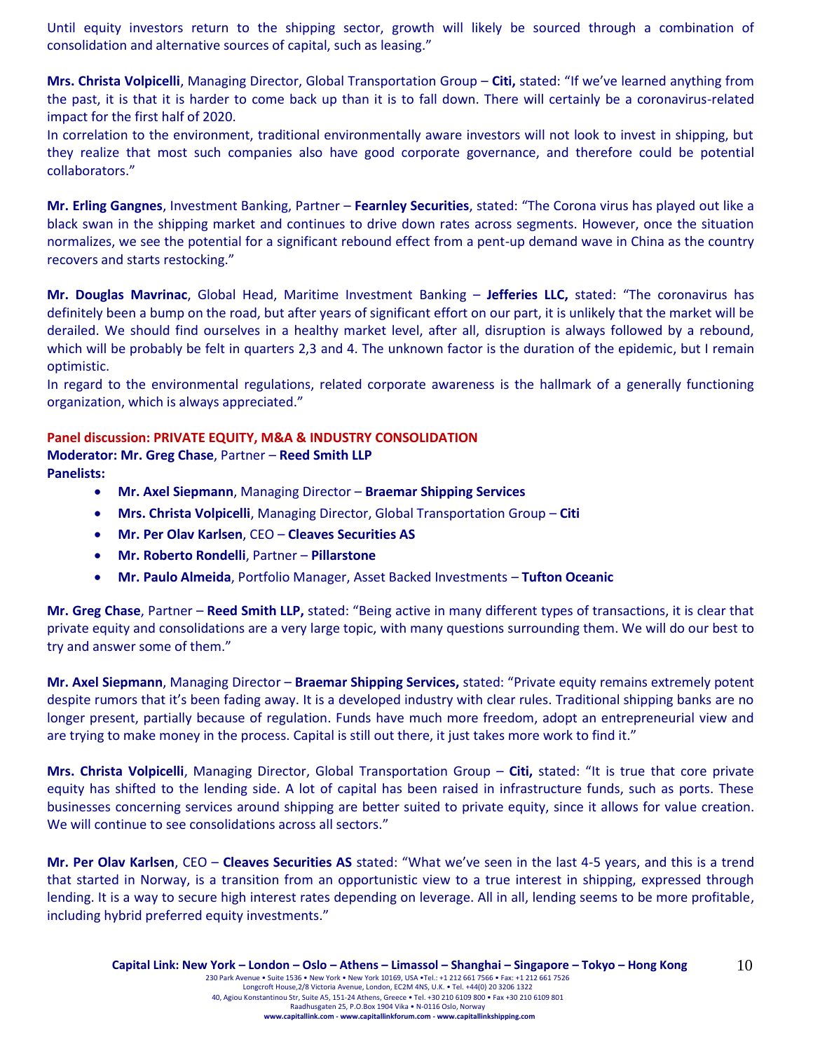Until equity investors return to the shipping sector, growth will likely be sourced through a combination of consolidation and alternative sources of capital, such as leasing."

**Mrs. Christa Volpicelli**, Managing Director, Global Transportation Group – **Citi,** stated: "If we've learned anything from the past, it is that it is harder to come back up than it is to fall down. There will certainly be a coronavirus-related impact for the first half of 2020.
In correlation to the environment, traditional environmentally aware investors will not look to invest in shipping, but they realize that most such companies also have good corporate governance, and therefore could be potential collaborators."

**Mr. Erling Gangnes**, Investment Banking, Partner – **Fearnley Securities**, stated: "The Corona virus has played out like a black swan in the shipping market and continues to drive down rates across segments. However, once the situation normalizes, we see the potential for a significant rebound effect from a pent-up demand wave in China as the country recovers and starts restocking."

**Mr. Douglas Mavrinac**, Global Head, Maritime Investment Banking – **Jefferies LLC,** stated: "The coronavirus has definitely been a bump on the road, but after years of significant effort on our part, it is unlikely that the market will be derailed. We should find ourselves in a healthy market level, after all, disruption is always followed by a rebound, which will be probably be felt in quarters 2,3 and 4. The unknown factor is the duration of the epidemic, but I remain optimistic.
In regard to the environmental regulations, related corporate awareness is the hallmark of a generally functioning organization, which is always appreciated."

**Panel discussion: PRIVATE EQUITY, M&A & INDUSTRY CONSOLIDATION**
**Moderator: Mr. Greg Chase**, Partner – **Reed Smith LLP**
**Panelists:**

- **Mr. Axel Siepmann**, Managing Director – **Braemar Shipping Services**
- **Mrs. Christa Volpicelli**, Managing Director, Global Transportation Group – **Citi**
- **Mr. Per Olav Karlsen**, CEO – **Cleaves Securities AS**
- **Mr. Roberto Rondelli**, Partner – **Pillarstone**
- **Mr. Paulo Almeida**, Portfolio Manager, Asset Backed Investments – **Tufton Oceanic**

**Mr. Greg Chase**, Partner – **Reed Smith LLP,** stated: "Being active in many different types of transactions, it is clear that private equity and consolidations are a very large topic, with many questions surrounding them. We will do our best to try and answer some of them."

**Mr. Axel Siepmann**, Managing Director – **Braemar Shipping Services,** stated: "Private equity remains extremely potent despite rumors that it's been fading away. It is a developed industry with clear rules. Traditional shipping banks are no longer present, partially because of regulation. Funds have much more freedom, adopt an entrepreneurial view and are trying to make money in the process. Capital is still out there, it just takes more work to find it."

**Mrs. Christa Volpicelli**, Managing Director, Global Transportation Group – **Citi,** stated: "It is true that core private equity has shifted to the lending side. A lot of capital has been raised in infrastructure funds, such as ports. These businesses concerning services around shipping are better suited to private equity, since it allows for value creation. We will continue to see consolidations across all sectors."

**Mr. Per Olav Karlsen**, CEO – **Cleaves Securities AS** stated: "What we've seen in the last 4-5 years, and this is a trend that started in Norway, is a transition from an opportunistic view to a true interest in shipping, expressed through lending. It is a way to secure high interest rates depending on leverage. All in all, lending seems to be more profitable, including hybrid preferred equity investments."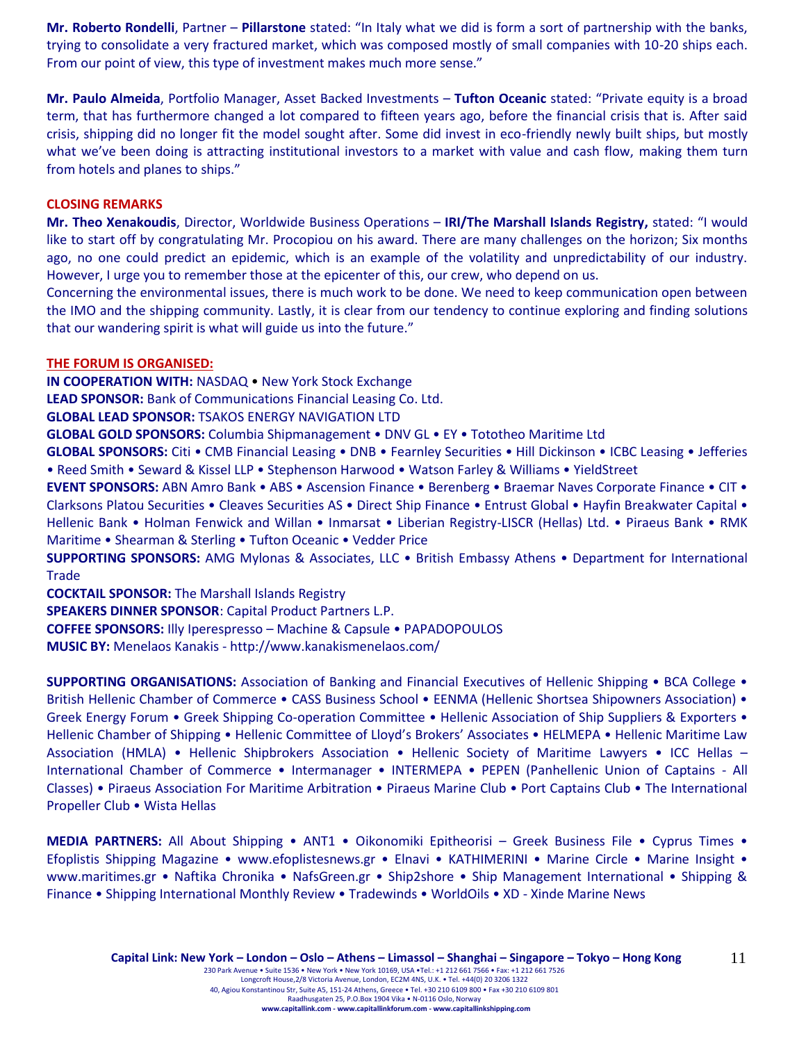**Mr. Roberto Rondelli**, Partner – **Pillarstone** stated: "In Italy what we did is form a sort of partnership with the banks, trying to consolidate a very fractured market, which was composed mostly of small companies with 10-20 ships each. From our point of view, this type of investment makes much more sense."

**Mr. Paulo Almeida**, Portfolio Manager, Asset Backed Investments – **Tufton Oceanic** stated: "Private equity is a broad term, that has furthermore changed a lot compared to fifteen years ago, before the financial crisis that is. After said crisis, shipping did no longer fit the model sought after. Some did invest in eco-friendly newly built ships, but mostly what we've been doing is attracting institutional investors to a market with value and cash flow, making them turn from hotels and planes to ships."

**CLOSING REMARKS**

**Mr. Theo Xenakoudis**, Director, Worldwide Business Operations – **IRI/The Marshall Islands Registry,** stated: "I would like to start off by congratulating Mr. Procopiou on his award. There are many challenges on the horizon; Six months ago, no one could predict an epidemic, which is an example of the volatility and unpredictability of our industry. However, I urge you to remember those at the epicenter of this, our crew, who depend on us.
Concerning the environmental issues, there is much work to be done. We need to keep communication open between the IMO and the shipping community. Lastly, it is clear from our tendency to continue exploring and finding solutions that our wandering spirit is what will guide us into the future."

**THE FORUM IS ORGANISED:**

**IN COOPERATION WITH:** NASDAQ • New York Stock Exchange
**LEAD SPONSOR:** Bank of Communications Financial Leasing Co. Ltd.
**GLOBAL LEAD SPONSOR:** TSAKOS ENERGY NAVIGATION LTD
**GLOBAL GOLD SPONSORS:** Columbia Shipmanagement • DNV GL • EY • Tototheo Maritime Ltd
**GLOBAL SPONSORS:** Citi • CMB Financial Leasing • DNB • Fearnley Securities • Hill Dickinson • ICBC Leasing • Jefferies • Reed Smith • Seward & Kissel LLP • Stephenson Harwood • Watson Farley & Williams • YieldStreet
**EVENT SPONSORS:** ABN Amro Bank • ABS • Ascension Finance • Berenberg • Braemar Naves Corporate Finance • CIT • Clarksons Platou Securities • Cleaves Securities AS • Direct Ship Finance • Entrust Global • Hayfin Breakwater Capital • Hellenic Bank • Holman Fenwick and Willan • Inmarsat • Liberian Registry-LISCR (Hellas) Ltd. • Piraeus Bank • RMK Maritime • Shearman & Sterling • Tufton Oceanic • Vedder Price
**SUPPORTING SPONSORS:** AMG Mylonas & Associates, LLC • British Embassy Athens • Department for International Trade
**COCKTAIL SPONSOR:** The Marshall Islands Registry
**SPEAKERS DINNER SPONSOR**: Capital Product Partners L.P.
**COFFEE SPONSORS:** Illy Iperespresso – Machine & Capsule • PAPADOPOULOS
**MUSIC BY:** Menelaos Kanakis - http://www.kanakismenelaos.com/

**SUPPORTING ORGANISATIONS:** Association of Banking and Financial Executives of Hellenic Shipping • BCA College • British Hellenic Chamber of Commerce • CASS Business School • EENMA (Hellenic Shortsea Shipowners Association) • Greek Energy Forum • Greek Shipping Co-operation Committee • Hellenic Association of Ship Suppliers & Exporters • Hellenic Chamber of Shipping • Hellenic Committee of Lloyd's Brokers' Associates • HELMEPA • Hellenic Maritime Law Association (HMLA) • Hellenic Shipbrokers Association • Hellenic Society of Maritime Lawyers • ICC Hellas – International Chamber of Commerce • Intermanager • INTERMEPA • PEPEN (Panhellenic Union of Captains - All Classes) • Piraeus Association For Maritime Arbitration • Piraeus Marine Club • Port Captains Club • The International Propeller Club • Wista Hellas

**MEDIA PARTNERS:** All About Shipping • ANT1 • Oikonomiki Epitheorisi – Greek Business File • Cyprus Times • Efoplistis Shipping Magazine • www.efoplistesnews.gr • Elnavi • KATHIMERINI • Marine Circle • Marine Insight • www.maritimes.gr • Naftika Chronika • NafsGreen.gr • Ship2shore • Ship Management International • Shipping & Finance • Shipping International Monthly Review • Tradewinds • WorldOils • XD - Xinde Marine News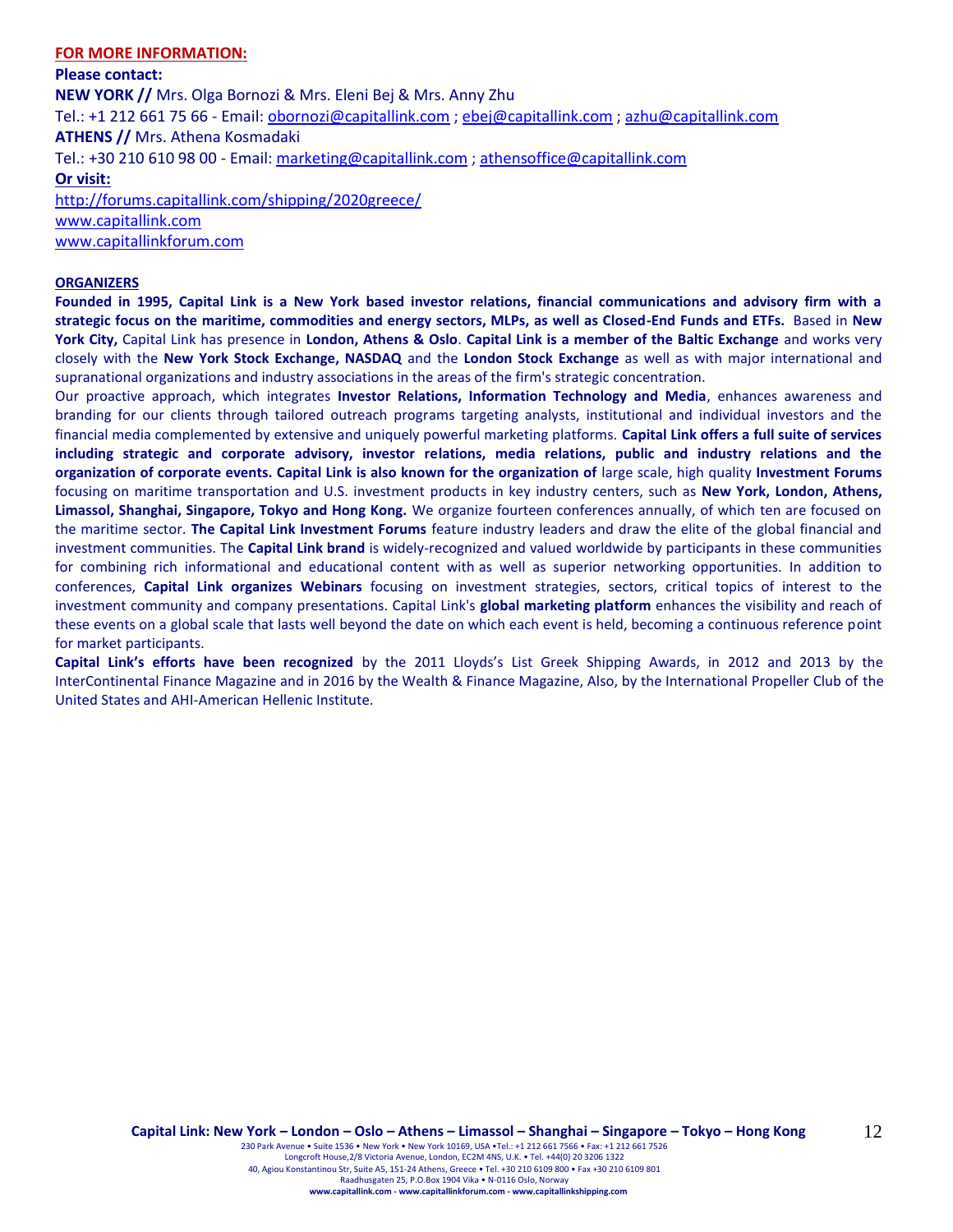**FOR MORE INFORMATION:**

**Please contact:**

**NEW YORK //** Mrs. Olga Bornozi & Mrs. Eleni Bej & Mrs. Anny Zhu

Tel.: +1 212 661 75 66 - Email: obornozi@capitallink.com ; ebej@capitallink.com ; azhu@capitallink.com

**ATHENS //** Mrs. Athena Kosmadaki

Tel.: +30 210 610 98 00 - Email: marketing@capitallink.com ; athensoffice@capitallink.com

**Or visit:**

http://forums.capitallink.com/shipping/2020greece/

www.capitallink.com

www.capitallinkforum.com

**ORGANIZERS**

**Founded in 1995, Capital Link is a New York based investor relations, financial communications and advisory firm with a strategic focus on the maritime, commodities and energy sectors, MLPs, as well as Closed-End Funds and ETFs.** Based in **New York City,** Capital Link has presence in **London, Athens & Oslo**. **Capital Link is a member of the Baltic Exchange** and works very closely with the **New York Stock Exchange, NASDAQ** and the **London Stock Exchange** as well as with major international and supranational organizations and industry associations in the areas of the firm's strategic concentration.

Our proactive approach, which integrates **Investor Relations, Information Technology and Media**, enhances awareness and branding for our clients through tailored outreach programs targeting analysts, institutional and individual investors and the financial media complemented by extensive and uniquely powerful marketing platforms. **Capital Link offers a full suite of services including strategic and corporate advisory, investor relations, media relations, public and industry relations and the organization of corporate events. Capital Link is also known for the organization of** large scale, high quality **Investment Forums** focusing on maritime transportation and U.S. investment products in key industry centers, such as **New York, London, Athens, Limassol, Shanghai, Singapore, Tokyo and Hong Kong.** We organize fourteen conferences annually, of which ten are focused on the maritime sector. **The Capital Link Investment Forums** feature industry leaders and draw the elite of the global financial and investment communities. The **Capital Link brand** is widely-recognized and valued worldwide by participants in these communities for combining rich informational and educational content with as well as superior networking opportunities. In addition to conferences, **Capital Link organizes Webinars** focusing on investment strategies, sectors, critical topics of interest to the investment community and company presentations. Capital Link's **global marketing platform** enhances the visibility and reach of these events on a global scale that lasts well beyond the date on which each event is held, becoming a continuous reference point for market participants.

**Capital Link's efforts have been recognized** by the 2011 Lloyds's List Greek Shipping Awards, in 2012 and 2013 by the InterContinental Finance Magazine and in 2016 by the Wealth & Finance Magazine, Also, by the International Propeller Club of the United States and AHI-American Hellenic Institute.